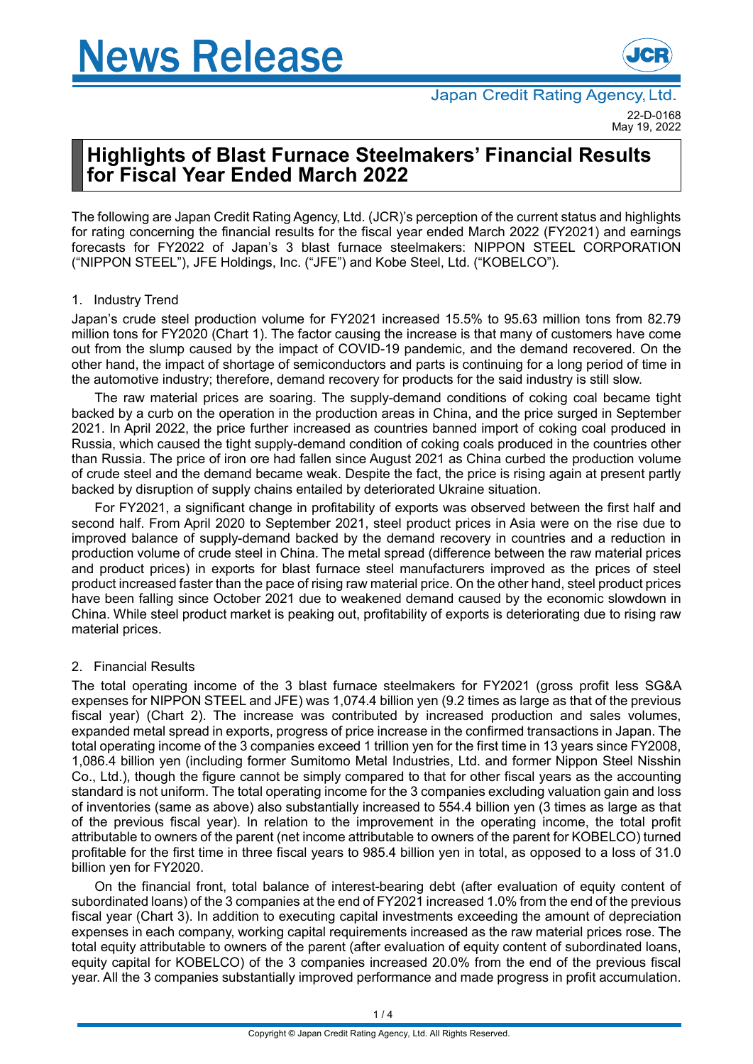# News Release

Japan Credit Rating Agency, Ltd.

22-D-0168
May 19, 2022

## Highlights of Blast Furnace Steelmakers' Financial Results for Fiscal Year Ended March 2022

The following are Japan Credit Rating Agency, Ltd. (JCR)'s perception of the current status and highlights for rating concerning the financial results for the fiscal year ended March 2022 (FY2021) and earnings forecasts for FY2022 of Japan's 3 blast furnace steelmakers: NIPPON STEEL CORPORATION ("NIPPON STEEL"), JFE Holdings, Inc. ("JFE") and Kobe Steel, Ltd. ("KOBELCO").

### 1. Industry Trend

Japan's crude steel production volume for FY2021 increased 15.5% to 95.63 million tons from 82.79 million tons for FY2020 (Chart 1). The factor causing the increase is that many of customers have come out from the slump caused by the impact of COVID-19 pandemic, and the demand recovered. On the other hand, the impact of shortage of semiconductors and parts is continuing for a long period of time in the automotive industry; therefore, demand recovery for products for the said industry is still slow.

The raw material prices are soaring. The supply-demand conditions of coking coal became tight backed by a curb on the operation in the production areas in China, and the price surged in September 2021. In April 2022, the price further increased as countries banned import of coking coal produced in Russia, which caused the tight supply-demand condition of coking coals produced in the countries other than Russia. The price of iron ore had fallen since August 2021 as China curbed the production volume of crude steel and the demand became weak. Despite the fact, the price is rising again at present partly backed by disruption of supply chains entailed by deteriorated Ukraine situation.

For FY2021, a significant change in profitability of exports was observed between the first half and second half. From April 2020 to September 2021, steel product prices in Asia were on the rise due to improved balance of supply-demand backed by the demand recovery in countries and a reduction in production volume of crude steel in China. The metal spread (difference between the raw material prices and product prices) in exports for blast furnace steel manufacturers improved as the prices of steel product increased faster than the pace of rising raw material price. On the other hand, steel product prices have been falling since October 2021 due to weakened demand caused by the economic slowdown in China. While steel product market is peaking out, profitability of exports is deteriorating due to rising raw material prices.

### 2. Financial Results

The total operating income of the 3 blast furnace steelmakers for FY2021 (gross profit less SG&A expenses for NIPPON STEEL and JFE) was 1,074.4 billion yen (9.2 times as large as that of the previous fiscal year) (Chart 2). The increase was contributed by increased production and sales volumes, expanded metal spread in exports, progress of price increase in the confirmed transactions in Japan. The total operating income of the 3 companies exceed 1 trillion yen for the first time in 13 years since FY2008, 1,086.4 billion yen (including former Sumitomo Metal Industries, Ltd. and former Nippon Steel Nisshin Co., Ltd.), though the figure cannot be simply compared to that for other fiscal years as the accounting standard is not uniform. The total operating income for the 3 companies excluding valuation gain and loss of inventories (same as above) also substantially increased to 554.4 billion yen (3 times as large as that of the previous fiscal year). In relation to the improvement in the operating income, the total profit attributable to owners of the parent (net income attributable to owners of the parent for KOBELCO) turned profitable for the first time in three fiscal years to 985.4 billion yen in total, as opposed to a loss of 31.0 billion yen for FY2020.

On the financial front, total balance of interest-bearing debt (after evaluation of equity content of subordinated loans) of the 3 companies at the end of FY2021 increased 1.0% from the end of the previous fiscal year (Chart 3). In addition to executing capital investments exceeding the amount of depreciation expenses in each company, working capital requirements increased as the raw material prices rose. The total equity attributable to owners of the parent (after evaluation of equity content of subordinated loans, equity capital for KOBELCO) of the 3 companies increased 20.0% from the end of the previous fiscal year. All the 3 companies substantially improved performance and made progress in profit accumulation.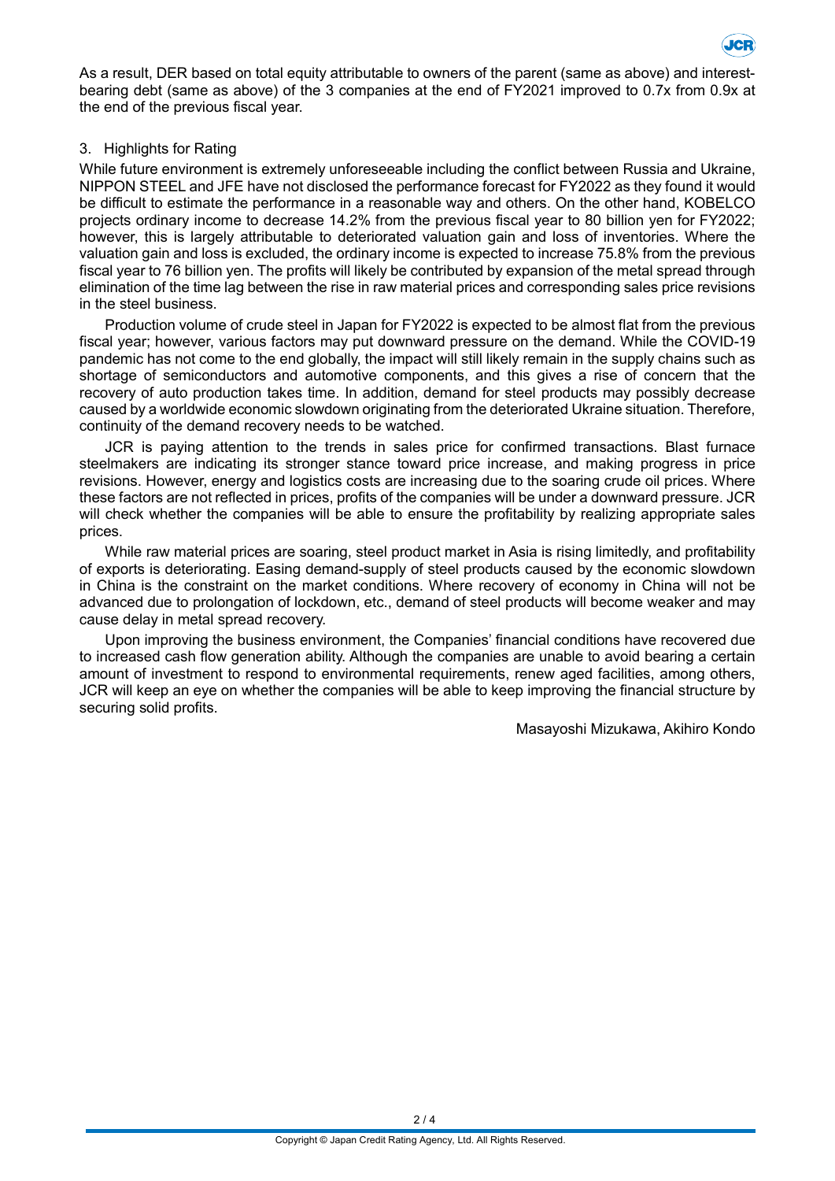As a result, DER based on total equity attributable to owners of the parent (same as above) and interest-bearing debt (same as above) of the 3 companies at the end of FY2021 improved to 0.7x from 0.9x at the end of the previous fiscal year.

3. Highlights for Rating

While future environment is extremely unforeseeable including the conflict between Russia and Ukraine, NIPPON STEEL and JFE have not disclosed the performance forecast for FY2022 as they found it would be difficult to estimate the performance in a reasonable way and others. On the other hand, KOBELCO projects ordinary income to decrease 14.2% from the previous fiscal year to 80 billion yen for FY2022; however, this is largely attributable to deteriorated valuation gain and loss of inventories. Where the valuation gain and loss is excluded, the ordinary income is expected to increase 75.8% from the previous fiscal year to 76 billion yen. The profits will likely be contributed by expansion of the metal spread through elimination of the time lag between the rise in raw material prices and corresponding sales price revisions in the steel business.

Production volume of crude steel in Japan for FY2022 is expected to be almost flat from the previous fiscal year; however, various factors may put downward pressure on the demand. While the COVID-19 pandemic has not come to the end globally, the impact will still likely remain in the supply chains such as shortage of semiconductors and automotive components, and this gives a rise of concern that the recovery of auto production takes time. In addition, demand for steel products may possibly decrease caused by a worldwide economic slowdown originating from the deteriorated Ukraine situation. Therefore, continuity of the demand recovery needs to be watched.

JCR is paying attention to the trends in sales price for confirmed transactions. Blast furnace steelmakers are indicating its stronger stance toward price increase, and making progress in price revisions. However, energy and logistics costs are increasing due to the soaring crude oil prices. Where these factors are not reflected in prices, profits of the companies will be under a downward pressure. JCR will check whether the companies will be able to ensure the profitability by realizing appropriate sales prices.

While raw material prices are soaring, steel product market in Asia is rising limitedly, and profitability of exports is deteriorating. Easing demand-supply of steel products caused by the economic slowdown in China is the constraint on the market conditions. Where recovery of economy in China will not be advanced due to prolongation of lockdown, etc., demand of steel products will become weaker and may cause delay in metal spread recovery.

Upon improving the business environment, the Companies' financial conditions have recovered due to increased cash flow generation ability. Although the companies are unable to avoid bearing a certain amount of investment to respond to environmental requirements, renew aged facilities, among others, JCR will keep an eye on whether the companies will be able to keep improving the financial structure by securing solid profits.

Masayoshi Mizukawa, Akihiro Kondo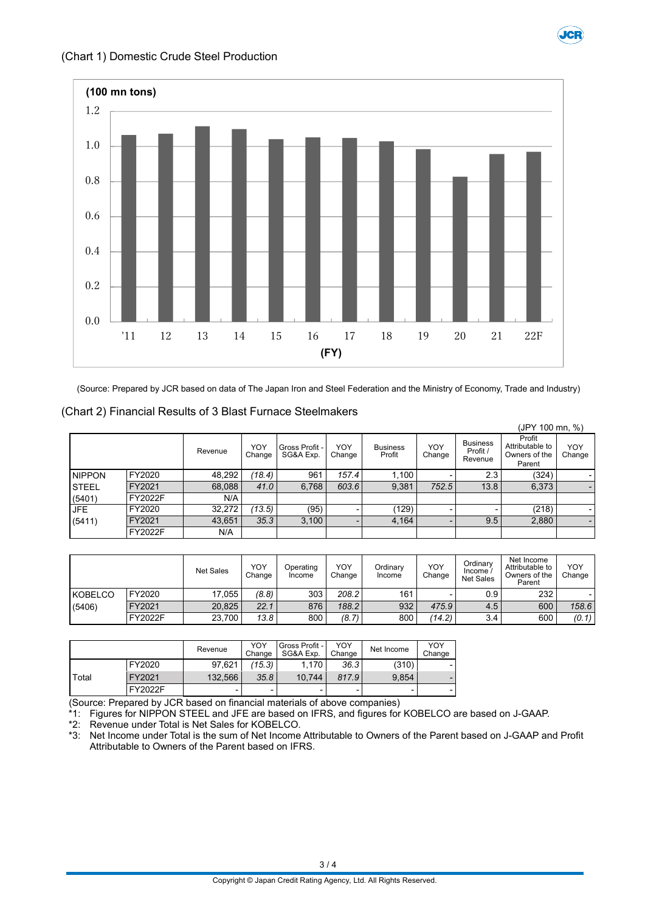(Chart 1) Domestic Crude Steel Production

(Source: Prepared by JCR based on data of The Japan Iron and Steel Federation and the Ministry of Economy, Trade and Industry)

(Chart 2) Financial Results of 3 Blast Furnace Steelmakers

(JPY 100 mn, %)

| | | Revenue | YOY Change | Gross Profit - SG&A Exp. | YOY Change | Business Profit | YOY Change | Business Profit / Revenue | Profit Attributable to Owners of the Parent | YOY Change |
|---|---|---|---|---|---|---|---|---|---|---|
| NIPPON STEEL (5401) | FY2020 | 48,292 | (18.4) | 961 | 157.4 | 1,100 | - | 2.3 | (324) | - |
| | FY2021 | 68,088 | 41.0 | 6,768 | 603.6 | 9,381 | 752.5 | 13.8 | 6,373 | - |
| | FY2022F | N/A | | | | | | | | |
| JFE (5411) | FY2020 | 32,272 | (13.5) | (95) | - | (129) | - | - | (218) | - |
| | FY2021 | 43,651 | 35.3 | 3,100 | - | 4,164 | - | 9.5 | 2,880 | - |
| | FY2022F | N/A | | | | | | | | |

| | | Net Sales | YOY Change | Operating Income | YOY Change | Ordinary Income | YOY Change | Ordinary Income / Net Sales | Net Income Attributable to Owners of the Parent | YOY Change |
|---|---|---|---|---|---|---|---|---|---|---|
| KOBELCO (5406) | FY2020 | 17,055 | (8.8) | 303 | 208.2 | 161 | - | 0.9 | 232 | - |
| | FY2021 | 20,825 | 22.1 | 876 | 188.2 | 932 | 475.9 | 4.5 | 600 | 158.6 |
| | FY2022F | 23,700 | 13.8 | 800 | (8.7) | 800 | (14.2) | 3.4 | 600 | (0.1) |

| | | Revenue | YOY Change | Gross Profit - SG&A Exp. | YOY Change | Net Income | YOY Change |
|---|---|---|---|---|---|---|---|
| Total | FY2020 | 97,621 | (15.3) | 1,170 | 36.3 | (310) | - |
| | FY2021 | 132,566 | 35.8 | 10,744 | 817.9 | 9,854 | - |
| | FY2022F | - | - | - | - | - | - |

(Source: Prepared by JCR based on financial materials of above companies)

*1: Figures for NIPPON STEEL and JFE are based on IFRS, and figures for KOBELCO are based on J-GAAP.

*2: Revenue under Total is Net Sales for KOBELCO.

*3: Net Income under Total is the sum of Net Income Attributable to Owners of the Parent based on J-GAAP and Profit Attributable to Owners of the Parent based on IFRS.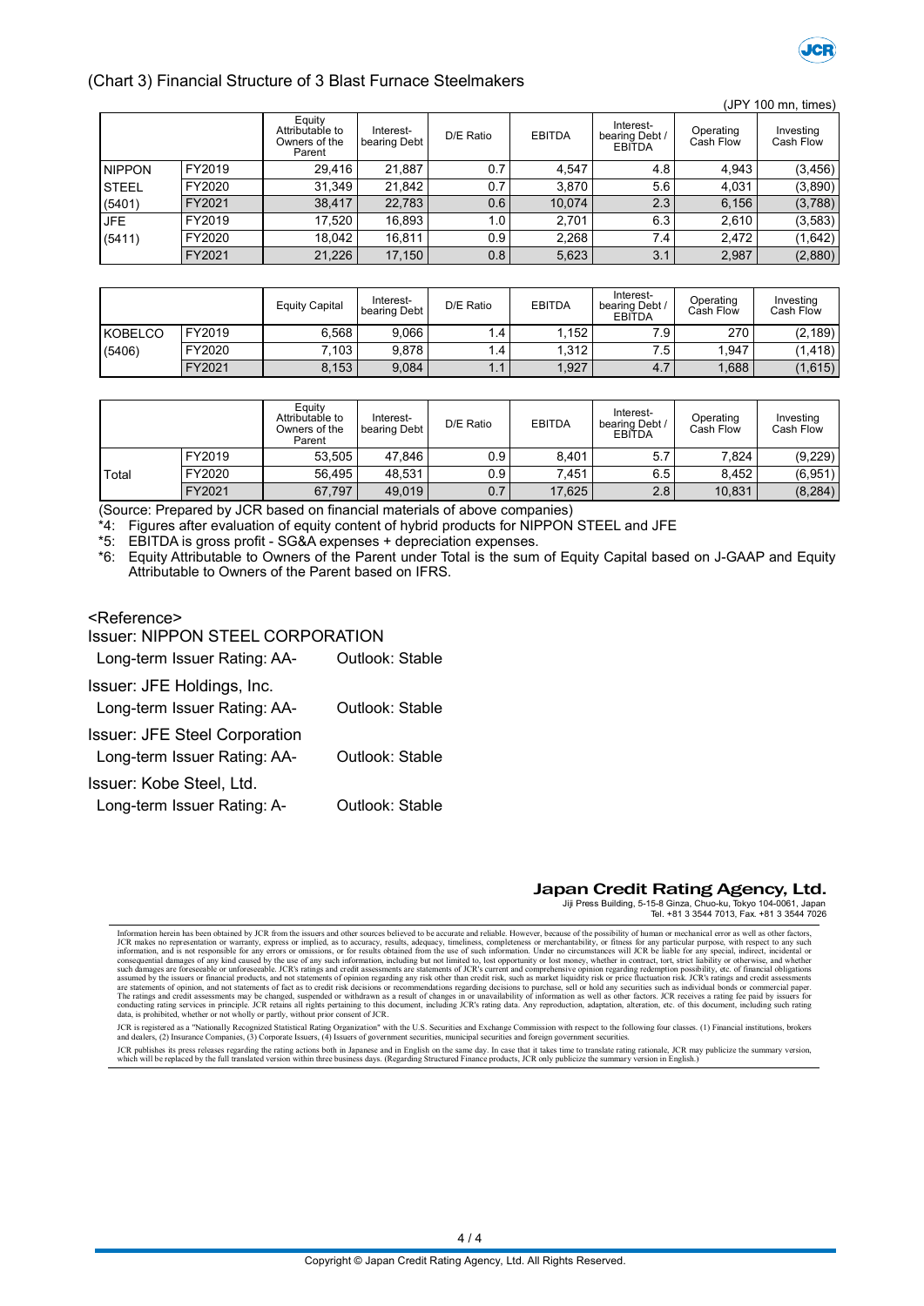## (Chart 3) Financial Structure of 3 Blast Furnace Steelmakers

(JPY 100 mn, times)

| | | Equity Attributable to Owners of the Parent | Interest-bearing Debt | D/E Ratio | EBITDA | Interest-bearing Debt / EBITDA | Operating Cash Flow | Investing Cash Flow |
|---|---|---|---|---|---|---|---|---|
| NIPPON STEEL (5401) | FY2019 | 29,416 | 21,887 | 0.7 | 4,547 | 4.8 | 4,943 | (3,456) |
| | FY2020 | 31,349 | 21,842 | 0.7 | 3,870 | 5.6 | 4,031 | (3,890) |
| | FY2021 | 38,417 | 22,783 | 0.6 | 10,074 | 2.3 | 6,156 | (3,788) |
| JFE (5411) | FY2019 | 17,520 | 16,893 | 1.0 | 2,701 | 6.3 | 2,610 | (3,583) |
| | FY2020 | 18,042 | 16,811 | 0.9 | 2,268 | 7.4 | 2,472 | (1,642) |
| | FY2021 | 21,226 | 17,150 | 0.8 | 5,623 | 3.1 | 2,987 | (2,880) |

| | | Equity Capital | Interest-bearing Debt | D/E Ratio | EBITDA | Interest-bearing Debt / EBITDA | Operating Cash Flow | Investing Cash Flow |
|---|---|---|---|---|---|---|---|---|
| KOBELCO (5406) | FY2019 | 6,568 | 9,066 | 1.4 | 1,152 | 7.9 | 270 | (2,189) |
| | FY2020 | 7,103 | 9,878 | 1.4 | 1,312 | 7.5 | 1,947 | (1,418) |
| | FY2021 | 8,153 | 9,084 | 1.1 | 1,927 | 4.7 | 1,688 | (1,615) |

| | | Equity Attributable to Owners of the Parent | Interest-bearing Debt | D/E Ratio | EBITDA | Interest-bearing Debt / EBITDA | Operating Cash Flow | Investing Cash Flow |
|---|---|---|---|---|---|---|---|---|
| Total | FY2019 | 53,505 | 47,846 | 0.9 | 8,401 | 5.7 | 7,824 | (9,229) |
| | FY2020 | 56,495 | 48,531 | 0.9 | 7,451 | 6.5 | 8,452 | (6,951) |
| | FY2021 | 67,797 | 49,019 | 0.7 | 17,625 | 2.8 | 10,831 | (8,284) |

(Source: Prepared by JCR based on financial materials of above companies)

*4: Figures after evaluation of equity content of hybrid products for NIPPON STEEL and JFE

*5: EBITDA is gross profit - SG&A expenses + depreciation expenses.

*6: Equity Attributable to Owners of the Parent under Total is the sum of Equity Capital based on J-GAAP and Equity Attributable to Owners of the Parent based on IFRS.

<Reference>

Issuer: NIPPON STEEL CORPORATION
Long-term Issuer Rating: AA- Outlook: Stable

Issuer: JFE Holdings, Inc.
Long-term Issuer Rating: AA- Outlook: Stable

Issuer: JFE Steel Corporation
Long-term Issuer Rating: AA- Outlook: Stable

Issuer: Kobe Steel, Ltd.
Long-term Issuer Rating: A- Outlook: Stable

**Japan Credit Rating Agency, Ltd.**
Jiji Press Building, 5-15-8 Ginza, Chuo-ku, Tokyo 104-0061, Japan
Tel. +81 3 3544 7013, Fax. +81 3 3544 7026

Information herein has been obtained by JCR from the issuers and other sources believed to be accurate and reliable. However, because of the possibility of human or mechanical error as well as other factors, JCR makes no representation or warranty, express or implied, as to accuracy, results, adequacy, timeliness, completeness or merchantability, or fitness for any particular purpose, with respect to any such information, and is not responsible for any errors or omissions, or for results obtained from the use of such information. Under no circumstances will JCR be liable for any special, indirect, incidental or consequential damages of any kind caused by the use of any such information, including but not limited to, lost opportunity or lost money, whether in contract, tort, strict liability or otherwise, and whether such damages are foreseeable or unforeseeable. JCR's ratings and credit assessments are statements of JCR's current and comprehensive opinion regarding redemption possibility, etc. of financial obligations assumed by the issuers or financial products, and not statements of opinion regarding any risk other than credit risk, such as market liquidity risk or price fluctuation risk. JCR's ratings and credit assessments are statements of opinion, and not statements of fact as to credit risk decisions or recommendations regarding decisions to purchase, sell or hold any securities such as individual bonds or commercial paper. The ratings and credit assessments may be changed, suspended or withdrawn as a result of changes in or unavailability of information as well as other factors. JCR receives a rating fee paid by issuers for conducting rating services in principle. JCR retains all rights pertaining to this document, including JCR's rating data. Any reproduction, adaptation, alteration, etc. of this document, including such rating data, is prohibited, whether or not wholly or partly, without prior consent of JCR.

JCR is registered as a "Nationally Recognized Statistical Rating Organization" with the U.S. Securities and Exchange Commission with respect to the following four classes. (1) Financial institutions, brokers and dealers, (2) Insurance Companies, (3) Corporate Issuers, (4) Issuers of government securities, municipal securities and foreign government securities.

JCR publishes its press releases regarding the rating actions both in Japanese and in English on the same day. In case that it takes time to translate rating rationale, JCR may publicize the summary version, which will be replaced by the full translated version within three business days. (Regarding Structured Finance products, JCR only publicize the summary version in English.)